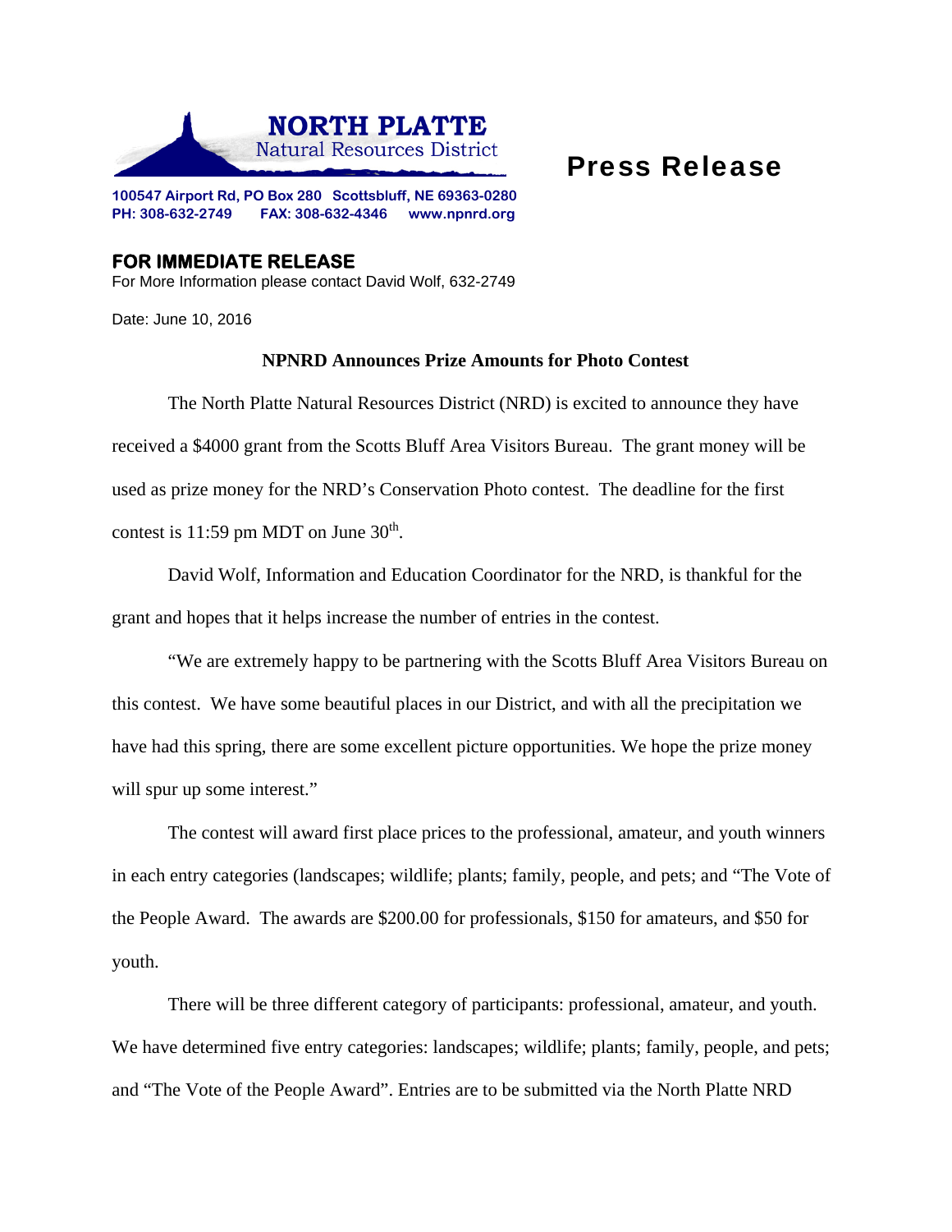**NORTH PLATTE**
Natural Resources District

# Press Release

100547 Airport Rd, PO Box 280 Scottsbluff, NE 69363-0280
PH: 308-632-2749 FAX: 308-632-4346 www.npnrd.org

**FOR IMMEDIATE RELEASE**
For More Information please contact David Wolf, 632-2749

Date: June 10, 2016

**NPNRD Announces Prize Amounts for Photo Contest**

The North Platte Natural Resources District (NRD) is excited to announce they have received a $4000 grant from the Scotts Bluff Area Visitors Bureau. The grant money will be used as prize money for the NRD's Conservation Photo contest. The deadline for the first contest is 11:59 pm MDT on June 30th.

David Wolf, Information and Education Coordinator for the NRD, is thankful for the grant and hopes that it helps increase the number of entries in the contest.

"We are extremely happy to be partnering with the Scotts Bluff Area Visitors Bureau on this contest. We have some beautiful places in our District, and with all the precipitation we have had this spring, there are some excellent picture opportunities. We hope the prize money will spur up some interest."

The contest will award first place prices to the professional, amateur, and youth winners in each entry categories (landscapes; wildlife; plants; family, people, and pets; and "The Vote of the People Award. The awards are $200.00 for professionals, $150 for amateurs, and $50 for youth.

There will be three different category of participants: professional, amateur, and youth. We have determined five entry categories: landscapes; wildlife; plants; family, people, and pets; and "The Vote of the People Award". Entries are to be submitted via the North Platte NRD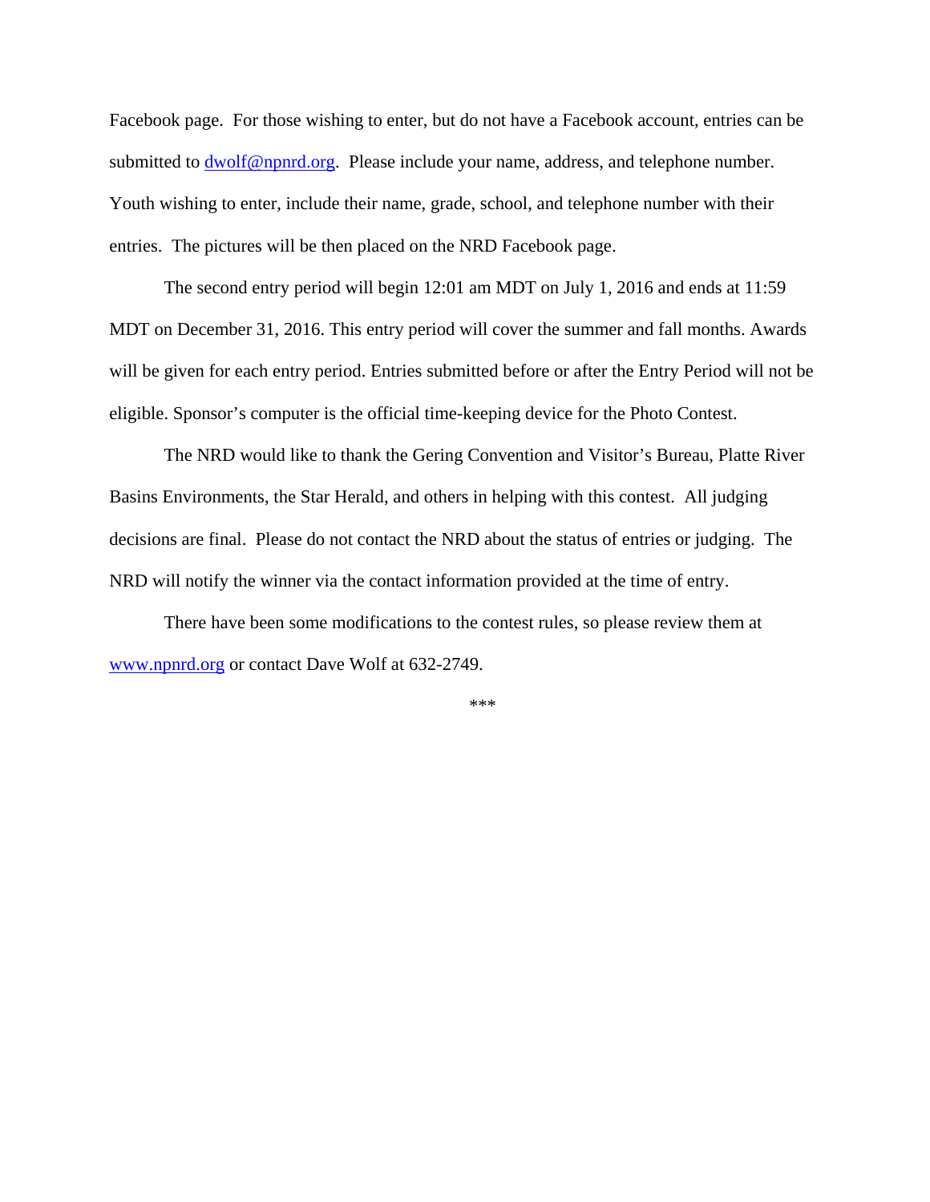Facebook page. For those wishing to enter, but do not have a Facebook account, entries can be submitted to [dwolf@npnrd.org](mailto:dwolf@npnrd.org). Please include your name, address, and telephone number. Youth wishing to enter, include their name, grade, school, and telephone number with their entries. The pictures will be then placed on the NRD Facebook page.

The second entry period will begin 12:01 am MDT on July 1, 2016 and ends at 11:59 MDT on December 31, 2016. This entry period will cover the summer and fall months. Awards will be given for each entry period. Entries submitted before or after the Entry Period will not be eligible. Sponsor's computer is the official time-keeping device for the Photo Contest.

The NRD would like to thank the Gering Convention and Visitor's Bureau, Platte River Basins Environments, the Star Herald, and others in helping with this contest. All judging decisions are final. Please do not contact the NRD about the status of entries or judging. The NRD will notify the winner via the contact information provided at the time of entry.

There have been some modifications to the contest rules, so please review them at [www.npnrd.org](http://www.npnrd.org) or contact Dave Wolf at 632-2749.

***